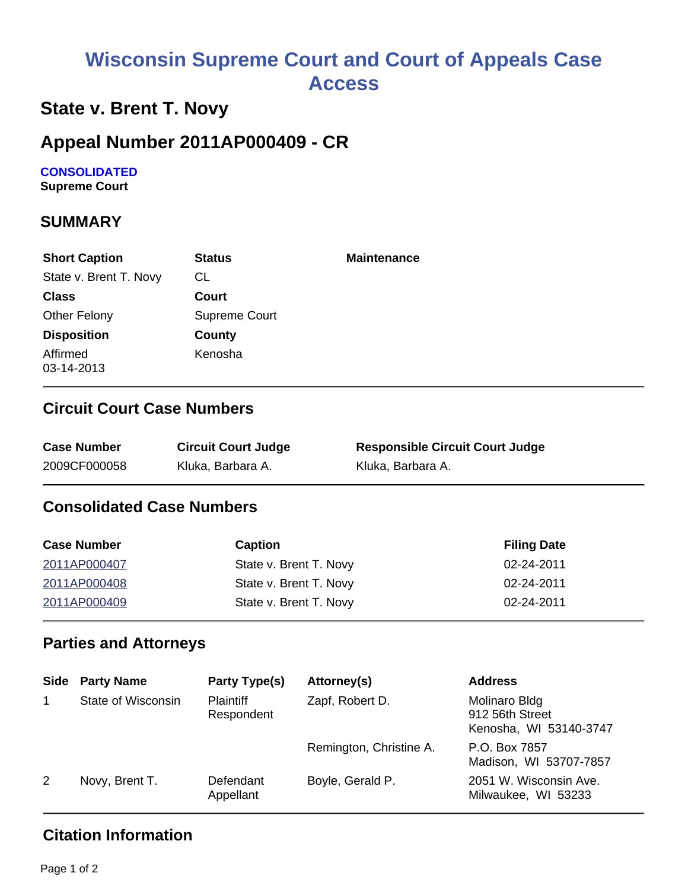# Wisconsin Supreme Court and Court of Appeals Case Access

## State v. Brent T. Novy

## Appeal Number 2011AP000409 - CR

**CONSOLIDATED**
**Supreme Court**

## SUMMARY

| Short Caption | Status | Maintenance |
|---|---|---|
| State v. Brent T. Novy | CL | |
| **Class** | **Court** | |
| Other Felony | Supreme Court | |
| **Disposition** | **County** | |
| Affirmed 03-14-2013 | Kenosha | |

### Circuit Court Case Numbers

| Case Number | Circuit Court Judge | Responsible Circuit Court Judge |
|---|---|---|
| 2009CF000058 | Kluka, Barbara A. | Kluka, Barbara A. |

### Consolidated Case Numbers

| Case Number | Caption | Filing Date |
|---|---|---|
| 2011AP000407 | State v. Brent T. Novy | 02-24-2011 |
| 2011AP000408 | State v. Brent T. Novy | 02-24-2011 |
| 2011AP000409 | State v. Brent T. Novy | 02-24-2011 |

### Parties and Attorneys

| Side | Party Name | Party Type(s) | Attorney(s) | Address |
|---|---|---|---|---|
| 1 | State of Wisconsin | Plaintiff Respondent | Zapf, Robert D. | Molinaro Bldg 912 56th Street Kenosha, WI 53140-3747 |
| | | | Remington, Christine A. | P.O. Box 7857 Madison, WI 53707-7857 |
| 2 | Novy, Brent T. | Defendant Appellant | Boyle, Gerald P. | 2051 W. Wisconsin Ave. Milwaukee, WI 53233 |

### Citation Information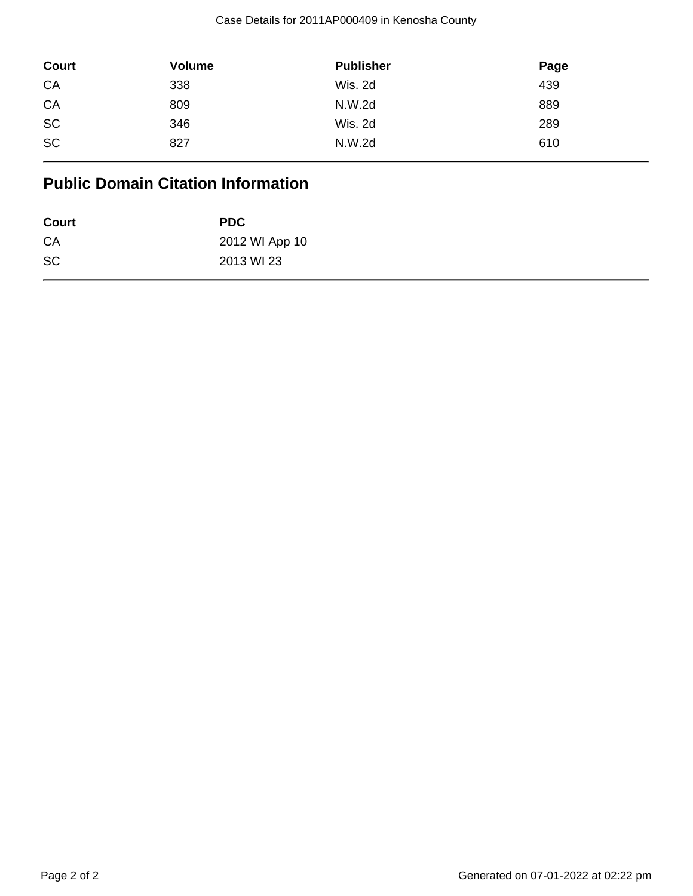| Court | Volume | Publisher | Page |
| --- | --- | --- | --- |
| CA | 338 | Wis. 2d | 439 |
| CA | 809 | N.W.2d | 889 |
| SC | 346 | Wis. 2d | 289 |
| SC | 827 | N.W.2d | 610 |

## Public Domain Citation Information

| Court | PDC |
| --- | --- |
| CA | 2012 WI App 10 |
| SC | 2013 WI 23 |